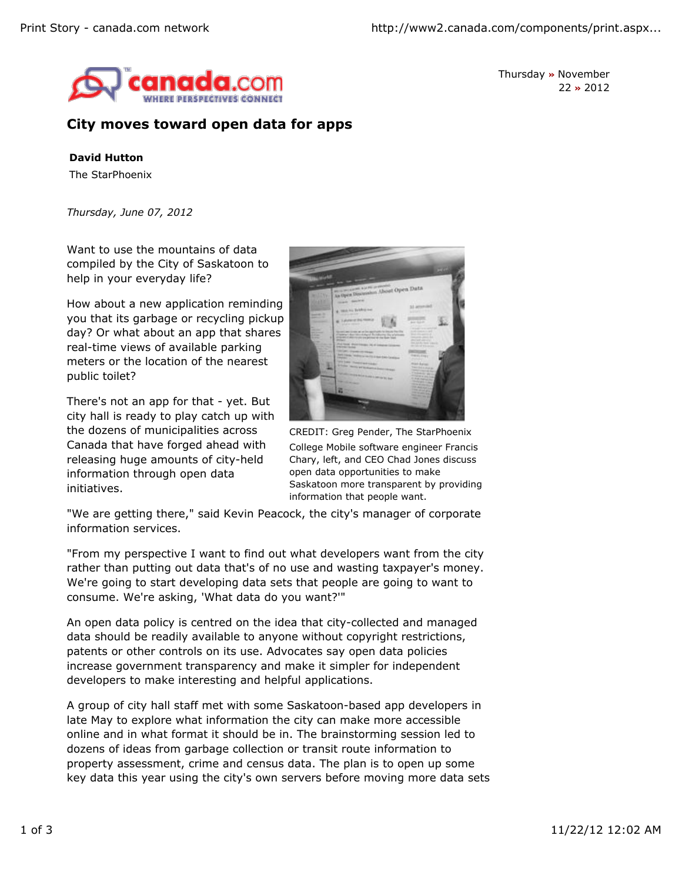# City moves toward open data for apps

**David Hutton**

The StarPhoenix

*Thursday, June 07, 2012*

Want to use the mountains of data compiled by the City of Saskatoon to help in your everyday life?

How about a new application reminding you that its garbage or recycling pickup day? Or what about an app that shares real-time views of available parking meters or the location of the nearest public toilet?

There's not an app for that - yet. But city hall is ready to play catch up with the dozens of municipalities across Canada that have forged ahead with releasing huge amounts of city-held information through open data initiatives.

CREDIT: Greg Pender, The StarPhoenix

College Mobile software engineer Francis Chary, left, and CEO Chad Jones discuss open data opportunities to make Saskatoon more transparent by providing information that people want.

"We are getting there," said Kevin Peacock, the city's manager of corporate information services.

"From my perspective I want to find out what developers want from the city rather than putting out data that's of no use and wasting taxpayer's money. We're going to start developing data sets that people are going to want to consume. We're asking, 'What data do you want?'"

An open data policy is centred on the idea that city-collected and managed data should be readily available to anyone without copyright restrictions, patents or other controls on its use. Advocates say open data policies increase government transparency and make it simpler for independent developers to make interesting and helpful applications.

A group of city hall staff met with some Saskatoon-based app developers in late May to explore what information the city can make more accessible online and in what format it should be in. The brainstorming session led to dozens of ideas from garbage collection or transit route information to property assessment, crime and census data. The plan is to open up some key data this year using the city's own servers before moving more data sets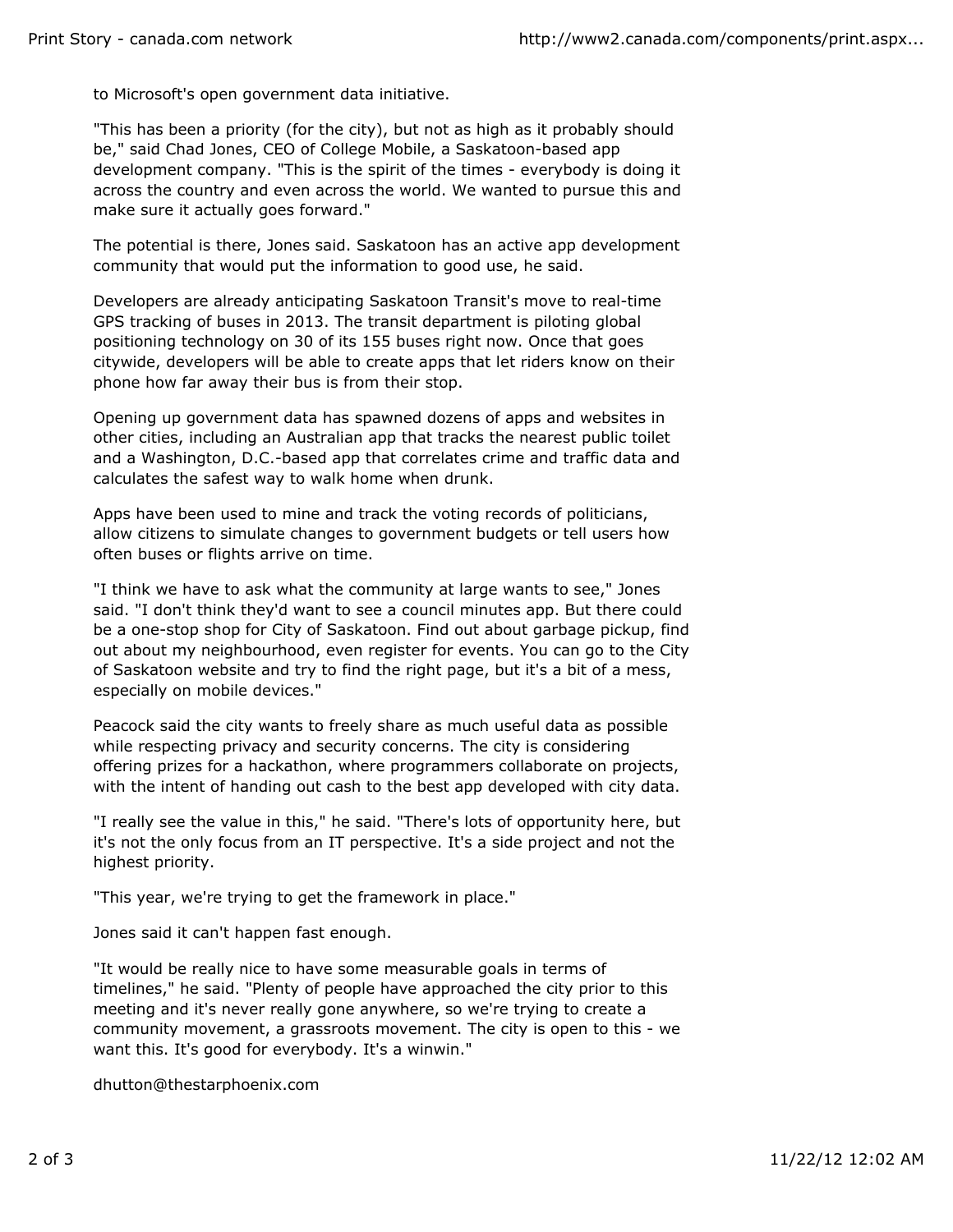to Microsoft's open government data initiative.

"This has been a priority (for the city), but not as high as it probably should be," said Chad Jones, CEO of College Mobile, a Saskatoon-based app development company. "This is the spirit of the times - everybody is doing it across the country and even across the world. We wanted to pursue this and make sure it actually goes forward."

The potential is there, Jones said. Saskatoon has an active app development community that would put the information to good use, he said.

Developers are already anticipating Saskatoon Transit's move to real-time GPS tracking of buses in 2013. The transit department is piloting global positioning technology on 30 of its 155 buses right now. Once that goes citywide, developers will be able to create apps that let riders know on their phone how far away their bus is from their stop.

Opening up government data has spawned dozens of apps and websites in other cities, including an Australian app that tracks the nearest public toilet and a Washington, D.C.-based app that correlates crime and traffic data and calculates the safest way to walk home when drunk.

Apps have been used to mine and track the voting records of politicians, allow citizens to simulate changes to government budgets or tell users how often buses or flights arrive on time.

"I think we have to ask what the community at large wants to see," Jones said. "I don't think they'd want to see a council minutes app. But there could be a one-stop shop for City of Saskatoon. Find out about garbage pickup, find out about my neighbourhood, even register for events. You can go to the City of Saskatoon website and try to find the right page, but it's a bit of a mess, especially on mobile devices."

Peacock said the city wants to freely share as much useful data as possible while respecting privacy and security concerns. The city is considering offering prizes for a hackathon, where programmers collaborate on projects, with the intent of handing out cash to the best app developed with city data.

"I really see the value in this," he said. "There's lots of opportunity here, but it's not the only focus from an IT perspective. It's a side project and not the highest priority.

"This year, we're trying to get the framework in place."

Jones said it can't happen fast enough.

"It would be really nice to have some measurable goals in terms of timelines," he said. "Plenty of people have approached the city prior to this meeting and it's never really gone anywhere, so we're trying to create a community movement, a grassroots movement. The city is open to this - we want this. It's good for everybody. It's a winwin."

dhutton@thestarphoenix.com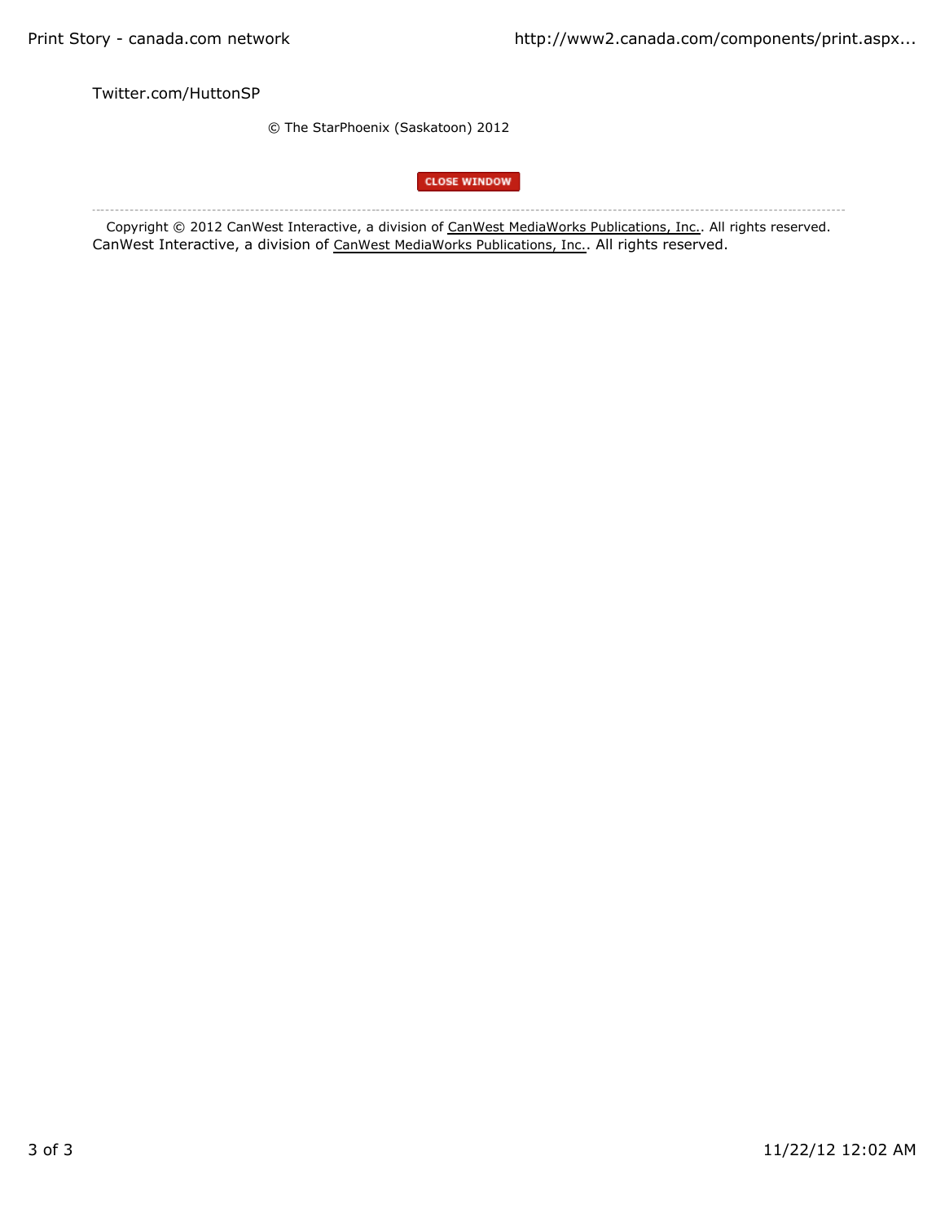Twitter.com/HuttonSP

© The StarPhoenix (Saskatoon) 2012

CLOSE WINDOW

Copyright © 2012 CanWest Interactive, a division of CanWest MediaWorks Publications, Inc.. All rights reserved.
CanWest Interactive, a division of CanWest MediaWorks Publications, Inc.. All rights reserved.